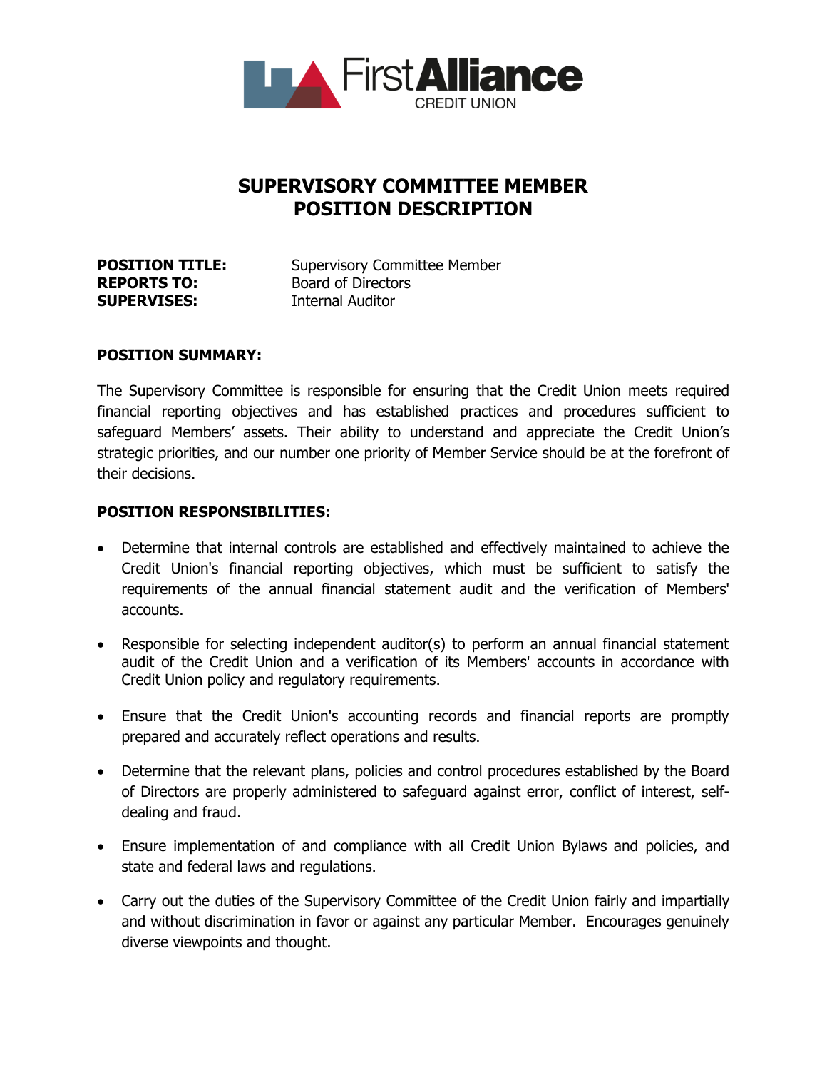# SUPERVISORY COMMITTEE MEMBER
# POSITION DESCRIPTION

**POSITION TITLE:** Supervisory Committee Member
**REPORTS TO:** Board of Directors
**SUPERVISES:** Internal Auditor

**POSITION SUMMARY:**

The Supervisory Committee is responsible for ensuring that the Credit Union meets required financial reporting objectives and has established practices and procedures sufficient to safeguard Members' assets. Their ability to understand and appreciate the Credit Union's strategic priorities, and our number one priority of Member Service should be at the forefront of their decisions.

**POSITION RESPONSIBILITIES:**

- Determine that internal controls are established and effectively maintained to achieve the Credit Union's financial reporting objectives, which must be sufficient to satisfy the requirements of the annual financial statement audit and the verification of Members' accounts.
- Responsible for selecting independent auditor(s) to perform an annual financial statement audit of the Credit Union and a verification of its Members' accounts in accordance with Credit Union policy and regulatory requirements.
- Ensure that the Credit Union's accounting records and financial reports are promptly prepared and accurately reflect operations and results.
- Determine that the relevant plans, policies and control procedures established by the Board of Directors are properly administered to safeguard against error, conflict of interest, self-dealing and fraud.
- Ensure implementation of and compliance with all Credit Union Bylaws and policies, and state and federal laws and regulations.
- Carry out the duties of the Supervisory Committee of the Credit Union fairly and impartially and without discrimination in favor or against any particular Member. Encourages genuinely diverse viewpoints and thought.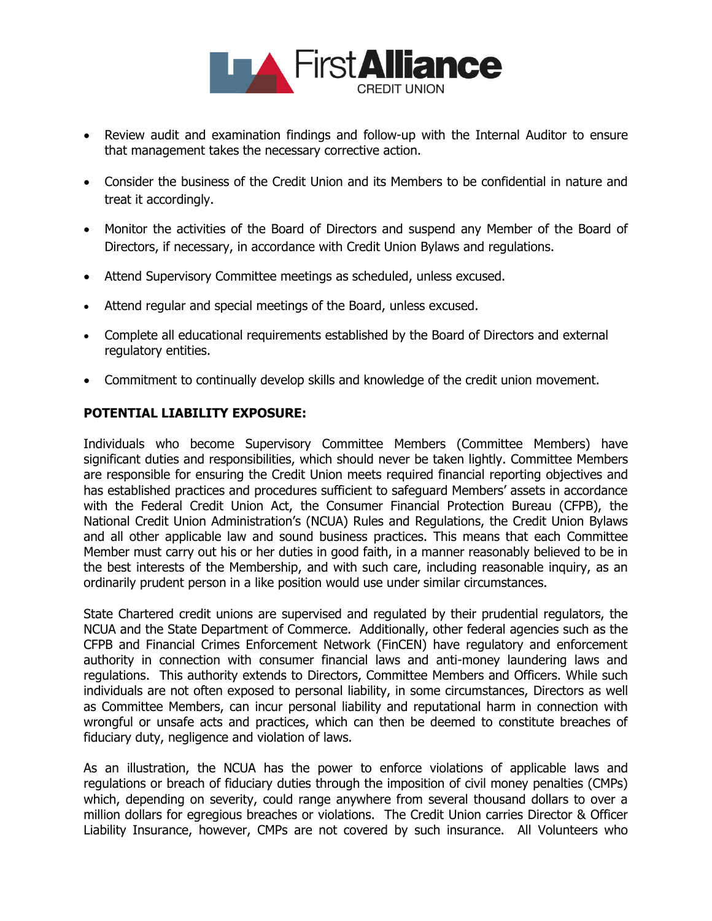- Review audit and examination findings and follow-up with the Internal Auditor to ensure that management takes the necessary corrective action.
- Consider the business of the Credit Union and its Members to be confidential in nature and treat it accordingly.
- Monitor the activities of the Board of Directors and suspend any Member of the Board of Directors, if necessary, in accordance with Credit Union Bylaws and regulations.
- Attend Supervisory Committee meetings as scheduled, unless excused.
- Attend regular and special meetings of the Board, unless excused.
- Complete all educational requirements established by the Board of Directors and external regulatory entities.
- Commitment to continually develop skills and knowledge of the credit union movement.

**POTENTIAL LIABILITY EXPOSURE:**

Individuals who become Supervisory Committee Members (Committee Members) have significant duties and responsibilities, which should never be taken lightly. Committee Members are responsible for ensuring the Credit Union meets required financial reporting objectives and has established practices and procedures sufficient to safeguard Members' assets in accordance with the Federal Credit Union Act, the Consumer Financial Protection Bureau (CFPB), the National Credit Union Administration's (NCUA) Rules and Regulations, the Credit Union Bylaws and all other applicable law and sound business practices. This means that each Committee Member must carry out his or her duties in good faith, in a manner reasonably believed to be in the best interests of the Membership, and with such care, including reasonable inquiry, as an ordinarily prudent person in a like position would use under similar circumstances.

State Chartered credit unions are supervised and regulated by their prudential regulators, the NCUA and the State Department of Commerce. Additionally, other federal agencies such as the CFPB and Financial Crimes Enforcement Network (FinCEN) have regulatory and enforcement authority in connection with consumer financial laws and anti-money laundering laws and regulations. This authority extends to Directors, Committee Members and Officers. While such individuals are not often exposed to personal liability, in some circumstances, Directors as well as Committee Members, can incur personal liability and reputational harm in connection with wrongful or unsafe acts and practices, which can then be deemed to constitute breaches of fiduciary duty, negligence and violation of laws.

As an illustration, the NCUA has the power to enforce violations of applicable laws and regulations or breach of fiduciary duties through the imposition of civil money penalties (CMPs) which, depending on severity, could range anywhere from several thousand dollars to over a million dollars for egregious breaches or violations. The Credit Union carries Director & Officer Liability Insurance, however, CMPs are not covered by such insurance. All Volunteers who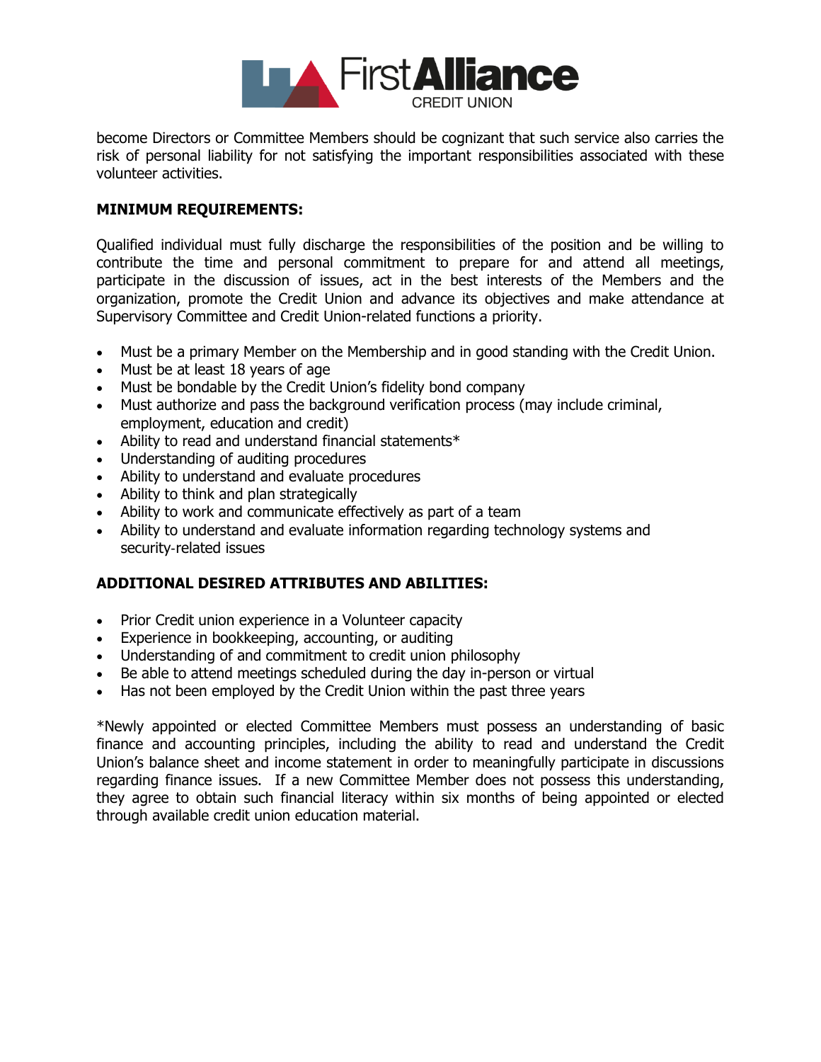become Directors or Committee Members should be cognizant that such service also carries the risk of personal liability for not satisfying the important responsibilities associated with these volunteer activities.

**MINIMUM REQUIREMENTS:**

Qualified individual must fully discharge the responsibilities of the position and be willing to contribute the time and personal commitment to prepare for and attend all meetings, participate in the discussion of issues, act in the best interests of the Members and the organization, promote the Credit Union and advance its objectives and make attendance at Supervisory Committee and Credit Union-related functions a priority.

- Must be a primary Member on the Membership and in good standing with the Credit Union.
- Must be at least 18 years of age
- Must be bondable by the Credit Union's fidelity bond company
- Must authorize and pass the background verification process (may include criminal, employment, education and credit)
- Ability to read and understand financial statements*
- Understanding of auditing procedures
- Ability to understand and evaluate procedures
- Ability to think and plan strategically
- Ability to work and communicate effectively as part of a team
- Ability to understand and evaluate information regarding technology systems and security-related issues

**ADDITIONAL DESIRED ATTRIBUTES AND ABILITIES:**

- Prior Credit union experience in a Volunteer capacity
- Experience in bookkeeping, accounting, or auditing
- Understanding of and commitment to credit union philosophy
- Be able to attend meetings scheduled during the day in-person or virtual
- Has not been employed by the Credit Union within the past three years

*Newly appointed or elected Committee Members must possess an understanding of basic finance and accounting principles, including the ability to read and understand the Credit Union's balance sheet and income statement in order to meaningfully participate in discussions regarding finance issues. If a new Committee Member does not possess this understanding, they agree to obtain such financial literacy within six months of being appointed or elected through available credit union education material.